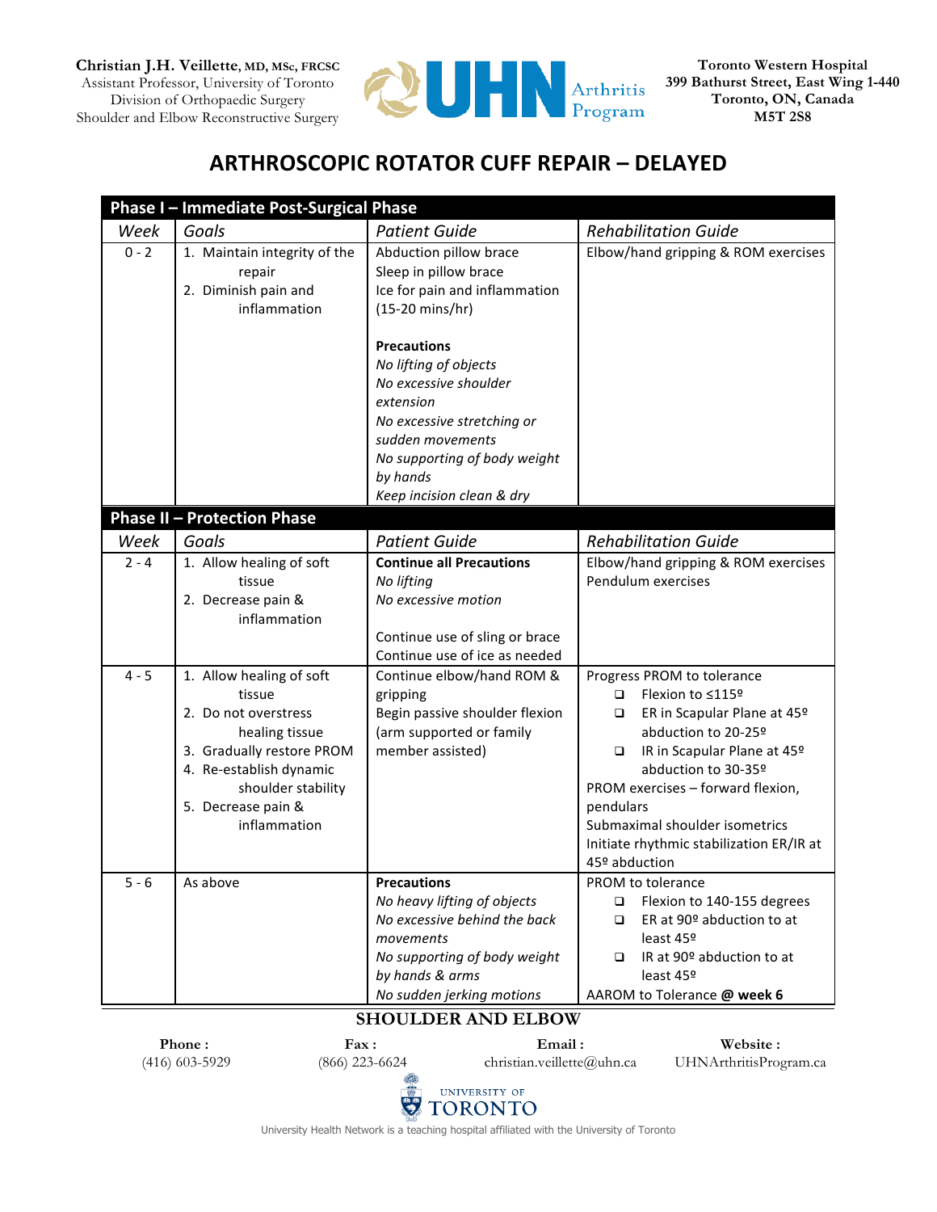**Christian J.H. Veillette, MD, MSc, FRCSC**
Assistant Professor, University of Toronto
Division of Orthopaedic Surgery
Shoulder and Elbow Reconstructive Surgery

UHN Arthritis Program

**Toronto Western Hospital**
**399 Bathurst Street, East Wing 1-440**
**Toronto, ON, Canada**
**M5T 2S8**

# ARTHROSCOPIC ROTATOR CUFF REPAIR – DELAYED

| **Phase I – Immediate Post-Surgical Phase** | | | |
|---|---|---|---|
| *Week* | *Goals* | *Patient Guide* | *Rehabilitation Guide* |
| 0 - 2 | 1. Maintain integrity of the repair<br>2. Diminish pain and inflammation | Abduction pillow brace<br>Sleep in pillow brace<br>Ice for pain and inflammation (15-20 mins/hr)<br><br>**Precautions**<br>*No lifting of objects*<br>*No excessive shoulder extension*<br>*No excessive stretching or sudden movements*<br>*No supporting of body weight by hands*<br>*Keep incision clean & dry* | Elbow/hand gripping & ROM exercises |
| **Phase II – Protection Phase** | | | |
| *Week* | *Goals* | *Patient Guide* | *Rehabilitation Guide* |
| 2 - 4 | 1. Allow healing of soft tissue<br>2. Decrease pain & inflammation | **Continue all Precautions**<br>*No lifting*<br>*No excessive motion*<br><br>Continue use of sling or brace<br>Continue use of ice as needed | Elbow/hand gripping & ROM exercises<br>Pendulum exercises |
| 4 - 5 | 1. Allow healing of soft tissue<br>2. Do not overstress healing tissue<br>3. Gradually restore PROM<br>4. Re-establish dynamic shoulder stability<br>5. Decrease pain & inflammation | Continue elbow/hand ROM & gripping<br>Begin passive shoulder flexion (arm supported or family member assisted) | Progress PROM to tolerance<br>❑ Flexion to ≤115º<br>❑ ER in Scapular Plane at 45º abduction to 20-25º<br>❑ IR in Scapular Plane at 45º abduction to 30-35º<br>PROM exercises – forward flexion, pendulars<br>Submaximal shoulder isometrics<br>Initiate rhythmic stabilization ER/IR at 45º abduction |
| 5 - 6 | As above | **Precautions**<br>*No heavy lifting of objects*<br>*No excessive behind the back movements*<br>*No supporting of body weight by hands & arms*<br>*No sudden jerking motions* | PROM to tolerance<br>❑ Flexion to 140-155 degrees<br>❑ ER at 90º abduction to at least 45º<br>❑ IR at 90º abduction to at least 45º<br>AAROM to Tolerance **@ week 6** |

**SHOULDER AND ELBOW**

| **Phone :** | **Fax :** | **Email :** | **Website :** |
|---|---|---|---|
| (416) 603-5929 | (866) 223-6624 | christian.veillette@uhn.ca | UHNArthritisProgram.ca |

UNIVERSITY OF TORONTO

University Health Network is a teaching hospital affiliated with the University of Toronto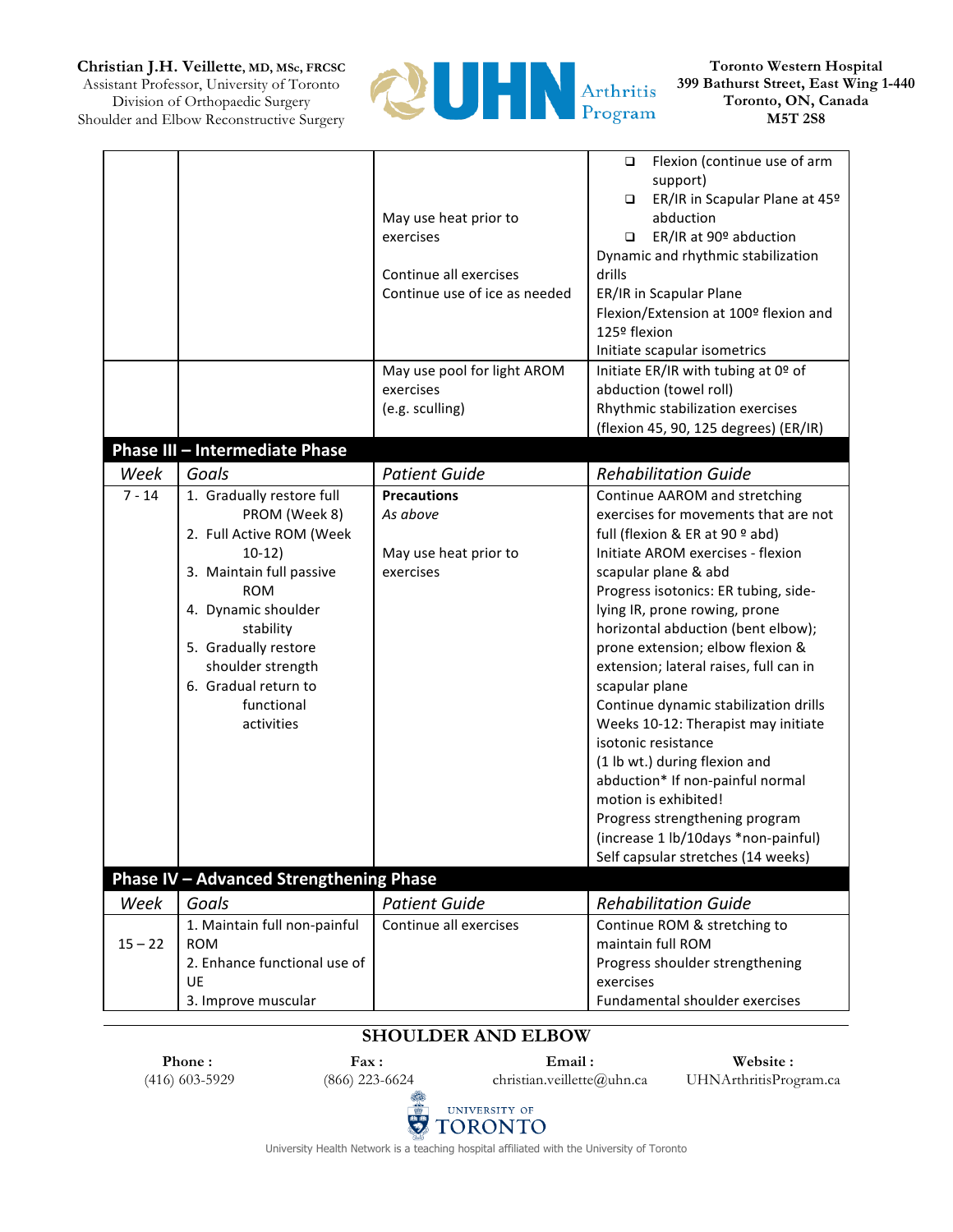| | | | |
|---|---|---|---|
| | | May use heat prior to exercises<br><br>Continue all exercises<br>Continue use of ice as needed | ❑ Flexion (continue use of arm support)<br>❑ ER/IR in Scapular Plane at 45º abduction<br>❑ ER/IR at 90º abduction<br>Dynamic and rhythmic stabilization drills<br>ER/IR in Scapular Plane<br>Flexion/Extension at 100º flexion and 125º flexion<br>Initiate scapular isometrics |
| | | May use pool for light AROM exercises<br>(e.g. sculling) | Initiate ER/IR with tubing at 0º of abduction (towel roll)<br>Rhythmic stabilization exercises (flexion 45, 90, 125 degrees) (ER/IR) |
| **Phase III – Intermediate Phase** | | | |
| *Week* | *Goals* | *Patient Guide* | *Rehabilitation Guide* |
| 7 - 14 | 1. Gradually restore full PROM (Week 8)<br>2. Full Active ROM (Week 10-12)<br>3. Maintain full passive ROM<br>4. Dynamic shoulder stability<br>5. Gradually restore shoulder strength<br>6. Gradual return to functional activities | **Precautions**<br>*As above*<br><br>May use heat prior to exercises | Continue AAROM and stretching exercises for movements that are not full (flexion & ER at 90 º abd)<br>Initiate AROM exercises - flexion scapular plane & abd<br>Progress isotonics: ER tubing, side-lying IR, prone rowing, prone horizontal abduction (bent elbow); prone extension; elbow flexion & extension; lateral raises, full can in scapular plane<br>Continue dynamic stabilization drills<br>Weeks 10-12: Therapist may initiate isotonic resistance<br>(1 lb wt.) during flexion and abduction* If non-painful normal motion is exhibited!<br>Progress strengthening program (increase 1 lb/10days *non-painful)<br>Self capsular stretches (14 weeks) |
| **Phase IV – Advanced Strengthening Phase** | | | |
| *Week* | *Goals* | *Patient Guide* | *Rehabilitation Guide* |
| 15 – 22 | 1. Maintain full non-painful ROM<br>2. Enhance functional use of UE<br>3. Improve muscular | Continue all exercises | Continue ROM & stretching to maintain full ROM<br>Progress shoulder strengthening exercises<br>Fundamental shoulder exercises |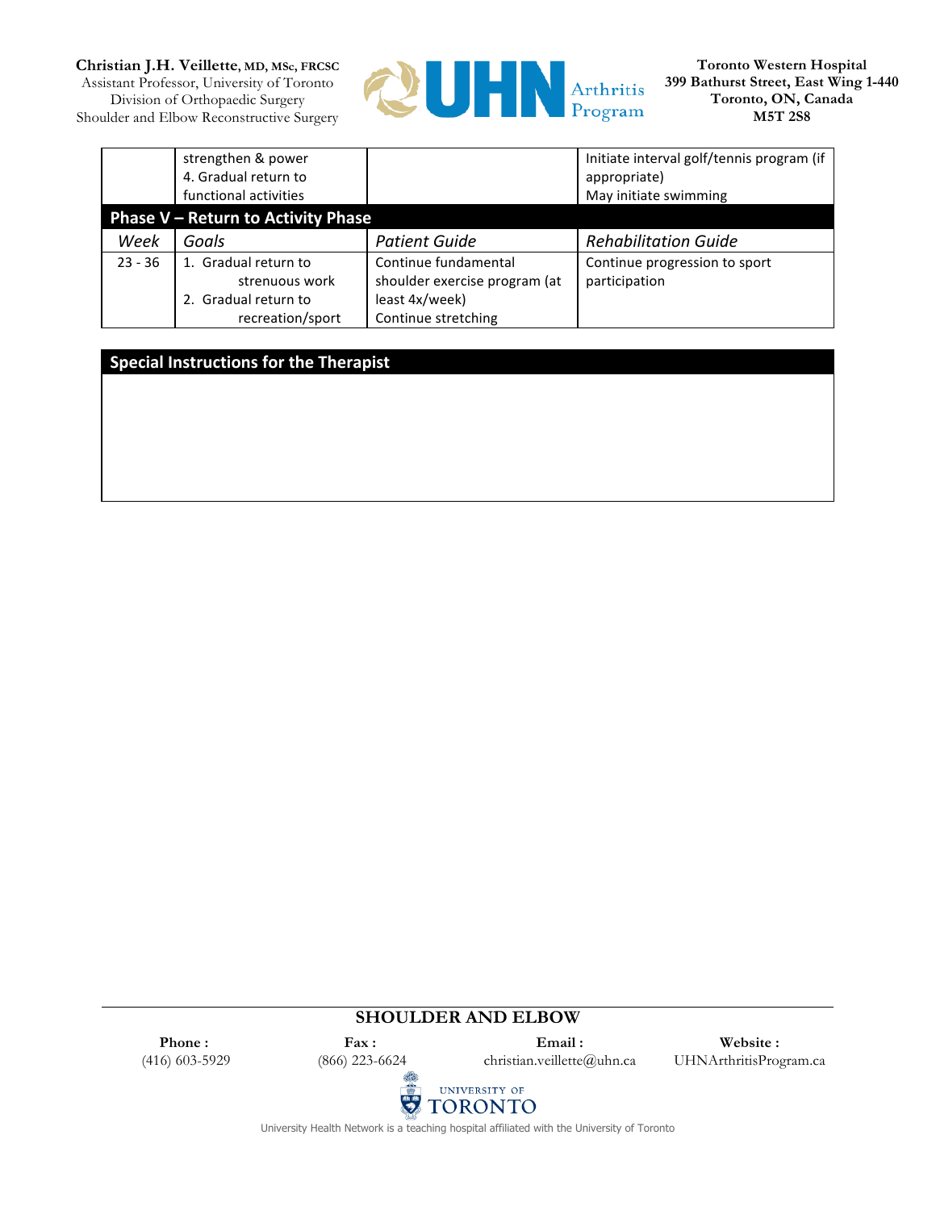| | | | |
|---|---|---|---|
| | strengthen & power<br>4. Gradual return to functional activities | | Initiate interval golf/tennis program (if appropriate)<br>May initiate swimming |
| **Phase V – Return to Activity Phase** | | | |
| *Week* | *Goals* | *Patient Guide* | *Rehabilitation Guide* |
| 23 - 36 | 1. Gradual return to strenuous work<br>2. Gradual return to recreation/sport | Continue fundamental shoulder exercise program (at least 4x/week)<br>Continue stretching | Continue progression to sport participation |

## Special Instructions for the Therapist